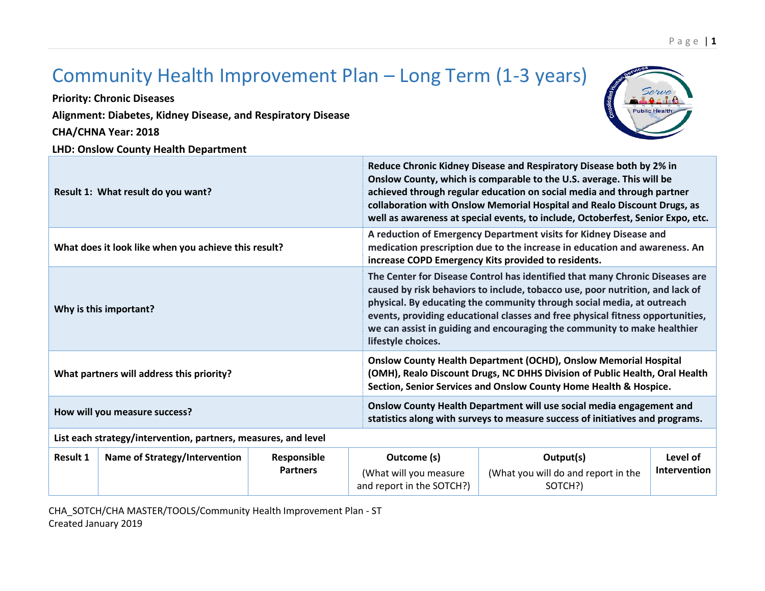# Community Health Improvement Plan – Long Term (1-3 years)

**Priority: Chronic Diseases**

**Alignment: Diabetes, Kidney Disease, and Respiratory Disease**

**CHA/CHNA Year: 2018**

**LHD: Onslow County Health Department**

| | |
|---|---|
| **Result 1: What result do you want?** | **Reduce Chronic Kidney Disease and Respiratory Disease both by 2% in Onslow County, which is comparable to the U.S. average. This will be achieved through regular education on social media and through partner collaboration with Onslow Memorial Hospital and Realo Discount Drugs, as well as awareness at special events, to include, Octoberfest, Senior Expo, etc.** |
| **What does it look like when you achieve this result?** | **A reduction of Emergency Department visits for Kidney Disease and medication prescription due to the increase in education and awareness. An increase COPD Emergency Kits provided to residents.** |
| **Why is this important?** | **The Center for Disease Control has identified that many Chronic Diseases are caused by risk behaviors to include, tobacco use, poor nutrition, and lack of physical. By educating the community through social media, at outreach events, providing educational classes and free physical fitness opportunities, we can assist in guiding and encouraging the community to make healthier lifestyle choices.** |
| **What partners will address this priority?** | **Onslow County Health Department (OCHD), Onslow Memorial Hospital (OMH), Realo Discount Drugs, NC DHHS Division of Public Health, Oral Health Section, Senior Services and Onslow County Home Health & Hospice.** |
| **How will you measure success?** | **Onslow County Health Department will use social media engagement and statistics along with surveys to measure success of initiatives and programs.** |

**List each strategy/intervention, partners, measures, and level**

| Result 1 | Name of Strategy/Intervention | Responsible Partners | Outcome (s) (What will you measure and report in the SOTCH?) | Output(s) (What you will do and report in the SOTCH?) | Level of Intervention |
|---|---|---|---|---|---|

CHA_SOTCH/CHA MASTER/TOOLS/Community Health Improvement Plan - ST
Created January 2019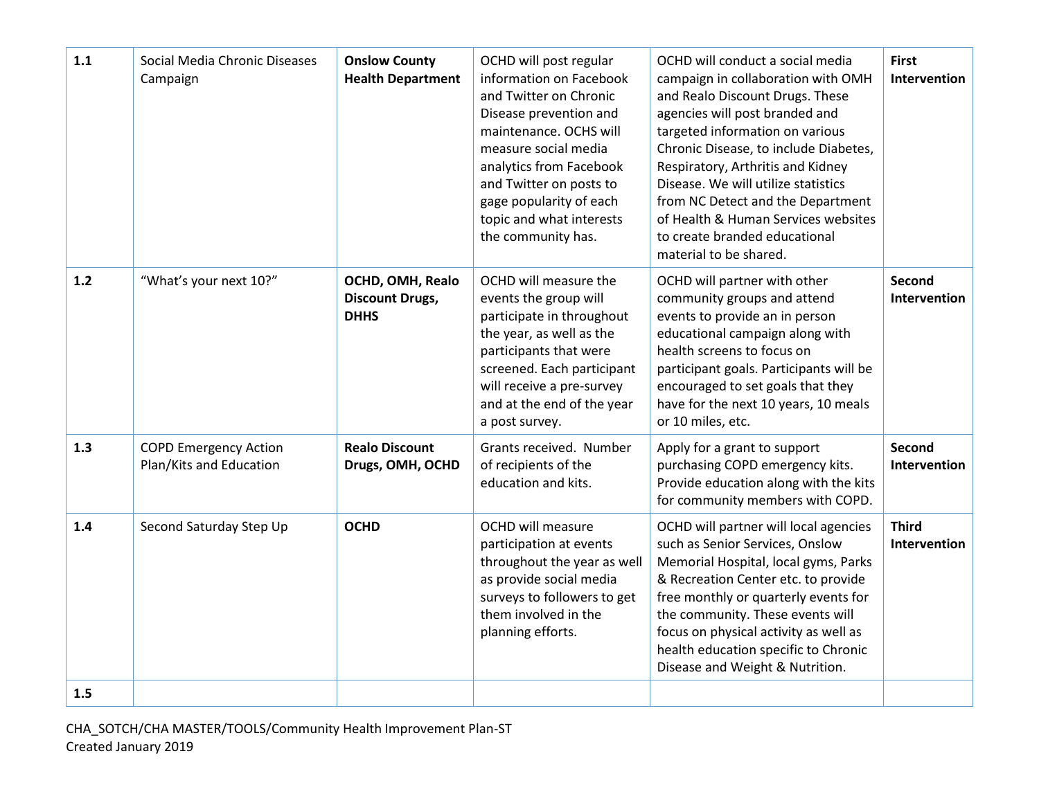| | | | | | |
|---|---|---|---|---|---|
| **1.1** | Social Media Chronic Diseases Campaign | **Onslow County Health Department** | OCHD will post regular information on Facebook and Twitter on Chronic Disease prevention and maintenance. OCHS will measure social media analytics from Facebook and Twitter on posts to gage popularity of each topic and what interests the community has. | OCHD will conduct a social media campaign in collaboration with OMH and Realo Discount Drugs. These agencies will post branded and targeted information on various Chronic Disease, to include Diabetes, Respiratory, Arthritis and Kidney Disease. We will utilize statistics from NC Detect and the Department of Health & Human Services websites to create branded educational material to be shared. | **First Intervention** |
| **1.2** | "What's your next 10?" | **OCHD, OMH, Realo Discount Drugs, DHHS** | OCHD will measure the events the group will participate in throughout the year, as well as the participants that were screened. Each participant will receive a pre-survey and at the end of the year a post survey. | OCHD will partner with other community groups and attend events to provide an in person educational campaign along with health screens to focus on participant goals. Participants will be encouraged to set goals that they have for the next 10 years, 10 meals or 10 miles, etc. | **Second Intervention** |
| **1.3** | COPD Emergency Action Plan/Kits and Education | **Realo Discount Drugs, OMH, OCHD** | Grants received. Number of recipients of the education and kits. | Apply for a grant to support purchasing COPD emergency kits. Provide education along with the kits for community members with COPD. | **Second Intervention** |
| **1.4** | Second Saturday Step Up | **OCHD** | OCHD will measure participation at events throughout the year as well as provide social media surveys to followers to get them involved in the planning efforts. | OCHD will partner will local agencies such as Senior Services, Onslow Memorial Hospital, local gyms, Parks & Recreation Center etc. to provide free monthly or quarterly events for the community. These events will focus on physical activity as well as health education specific to Chronic Disease and Weight & Nutrition. | **Third Intervention** |
| **1.5** | | | | | |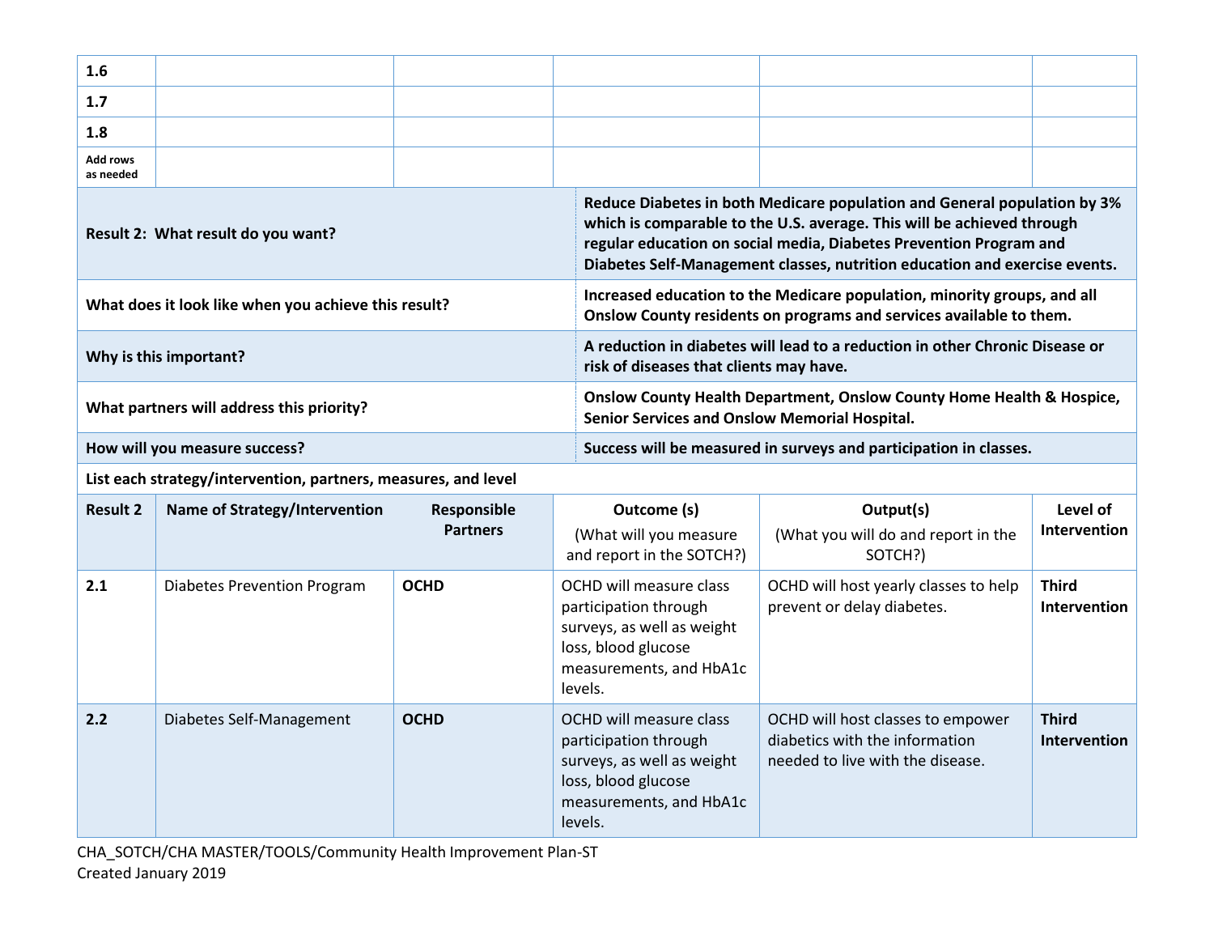| 1.6 | | | | | |
|---|---|---|---|---|---|
| **1.7** | | | | | |
| **1.8** | | | | | |
| **Add rows as needed** | | | | | |

| | |
|---|---|
| **Result 2: What result do you want?** | **Reduce Diabetes in both Medicare population and General population by 3% which is comparable to the U.S. average. This will be achieved through regular education on social media, Diabetes Prevention Program and Diabetes Self-Management classes, nutrition education and exercise events.** |
| **What does it look like when you achieve this result?** | **Increased education to the Medicare population, minority groups, and all Onslow County residents on programs and services available to them.** |
| **Why is this important?** | **A reduction in diabetes will lead to a reduction in other Chronic Disease or risk of diseases that clients may have.** |
| **What partners will address this priority?** | **Onslow County Health Department, Onslow County Home Health & Hospice, Senior Services and Onslow Memorial Hospital.** |
| **How will you measure success?** | **Success will be measured in surveys and participation in classes.** |

**List each strategy/intervention, partners, measures, and level**

| Result 2 | Name of Strategy/Intervention | Responsible Partners | Outcome (s) (What will you measure and report in the SOTCH?) | Output(s) (What you will do and report in the SOTCH?) | Level of Intervention |
|---|---|---|---|---|---|
| **2.1** | Diabetes Prevention Program | **OCHD** | OCHD will measure class participation through surveys, as well as weight loss, blood glucose measurements, and HbA1c levels. | OCHD will host yearly classes to help prevent or delay diabetes. | **Third Intervention** |
| **2.2** | Diabetes Self-Management | **OCHD** | OCHD will measure class participation through surveys, as well as weight loss, blood glucose measurements, and HbA1c levels. | OCHD will host classes to empower diabetics with the information needed to live with the disease. | **Third Intervention** |

CHA_SOTCH/CHA MASTER/TOOLS/Community Health Improvement Plan-ST
Created January 2019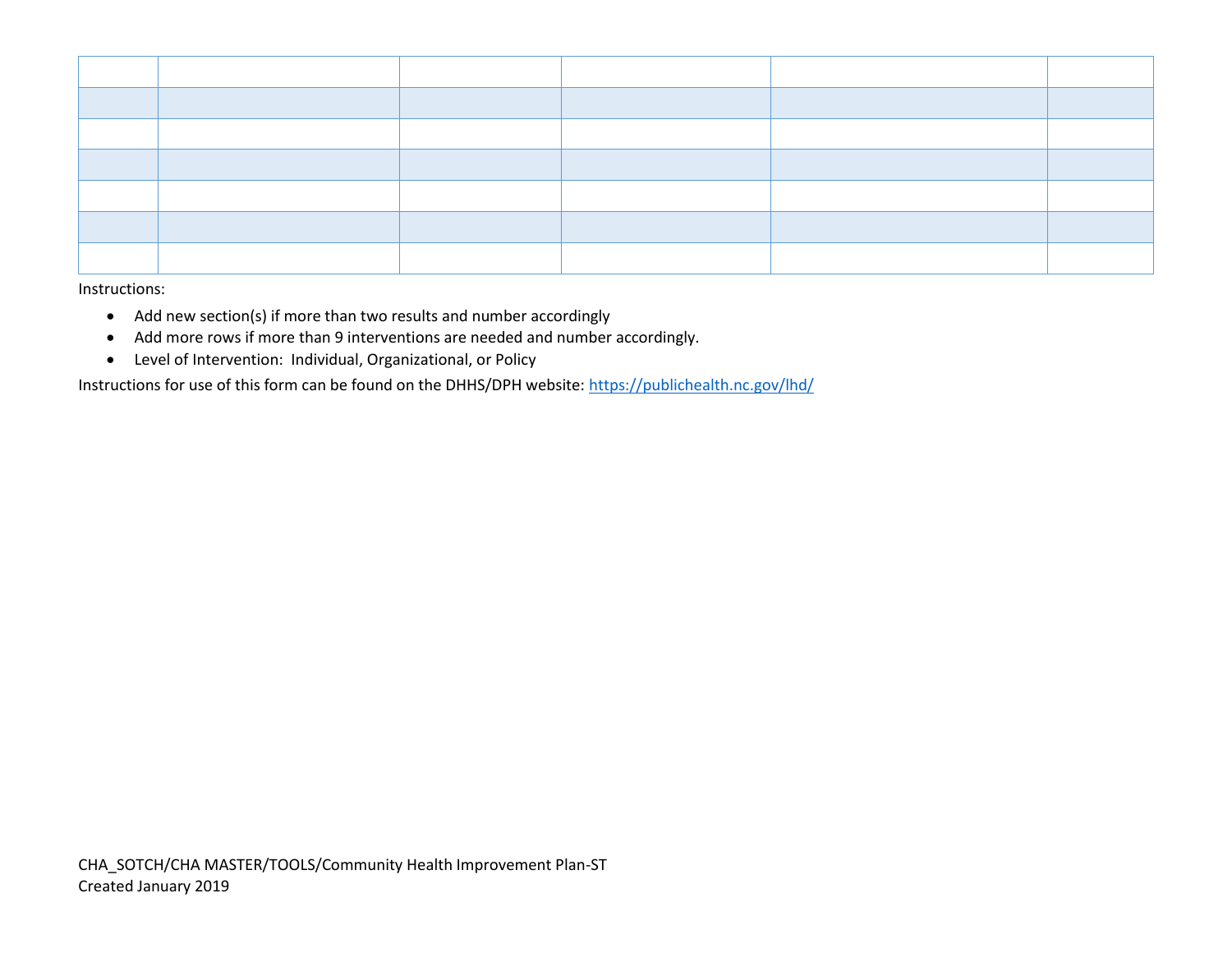| | | | | | |
|---|---|---|---|---|---|
| | | | | | |
| | | | | | |
| | | | | | |
| | | | | | |
| | | | | | |
| | | | | | |

Instructions:

- Add new section(s) if more than two results and number accordingly
- Add more rows if more than 9 interventions are needed and number accordingly.
- Level of Intervention: Individual, Organizational, or Policy

Instructions for use of this form can be found on the DHHS/DPH website: https://publichealth.nc.gov/lhd/

CHA_SOTCH/CHA MASTER/TOOLS/Community Health Improvement Plan-ST
Created January 2019